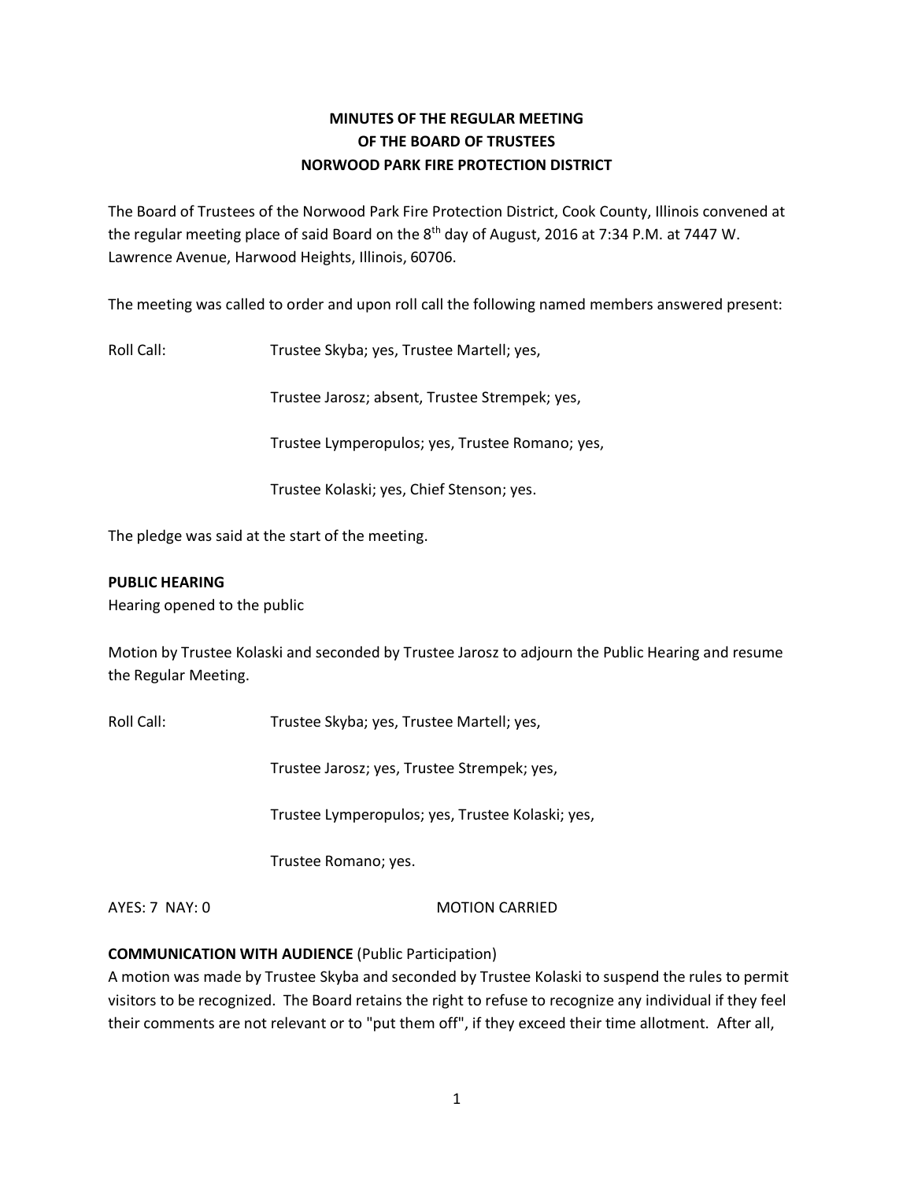**MINUTES OF THE REGULAR MEETING**
**OF THE BOARD OF TRUSTEES**
**NORWOOD PARK FIRE PROTECTION DISTRICT**

The Board of Trustees of the Norwood Park Fire Protection District, Cook County, Illinois convened at the regular meeting place of said Board on the 8th day of August, 2016 at 7:34 P.M. at 7447 W. Lawrence Avenue, Harwood Heights, Illinois, 60706.

The meeting was called to order and upon roll call the following named members answered present:

Roll Call: Trustee Skyba; yes, Trustee Martell; yes,

Trustee Jarosz; absent, Trustee Strempek; yes,

Trustee Lymperopulos; yes, Trustee Romano; yes,

Trustee Kolaski; yes, Chief Stenson; yes.

The pledge was said at the start of the meeting.

**PUBLIC HEARING**

Hearing opened to the public

Motion by Trustee Kolaski and seconded by Trustee Jarosz to adjourn the Public Hearing and resume the Regular Meeting.

Roll Call: Trustee Skyba; yes, Trustee Martell; yes,

Trustee Jarosz; yes, Trustee Strempek; yes,

Trustee Lymperopulos; yes, Trustee Kolaski; yes,

Trustee Romano; yes.

AYES: 7 NAY: 0 MOTION CARRIED

**COMMUNICATION WITH AUDIENCE** (Public Participation)

A motion was made by Trustee Skyba and seconded by Trustee Kolaski to suspend the rules to permit visitors to be recognized. The Board retains the right to refuse to recognize any individual if they feel their comments are not relevant or to "put them off", if they exceed their time allotment. After all,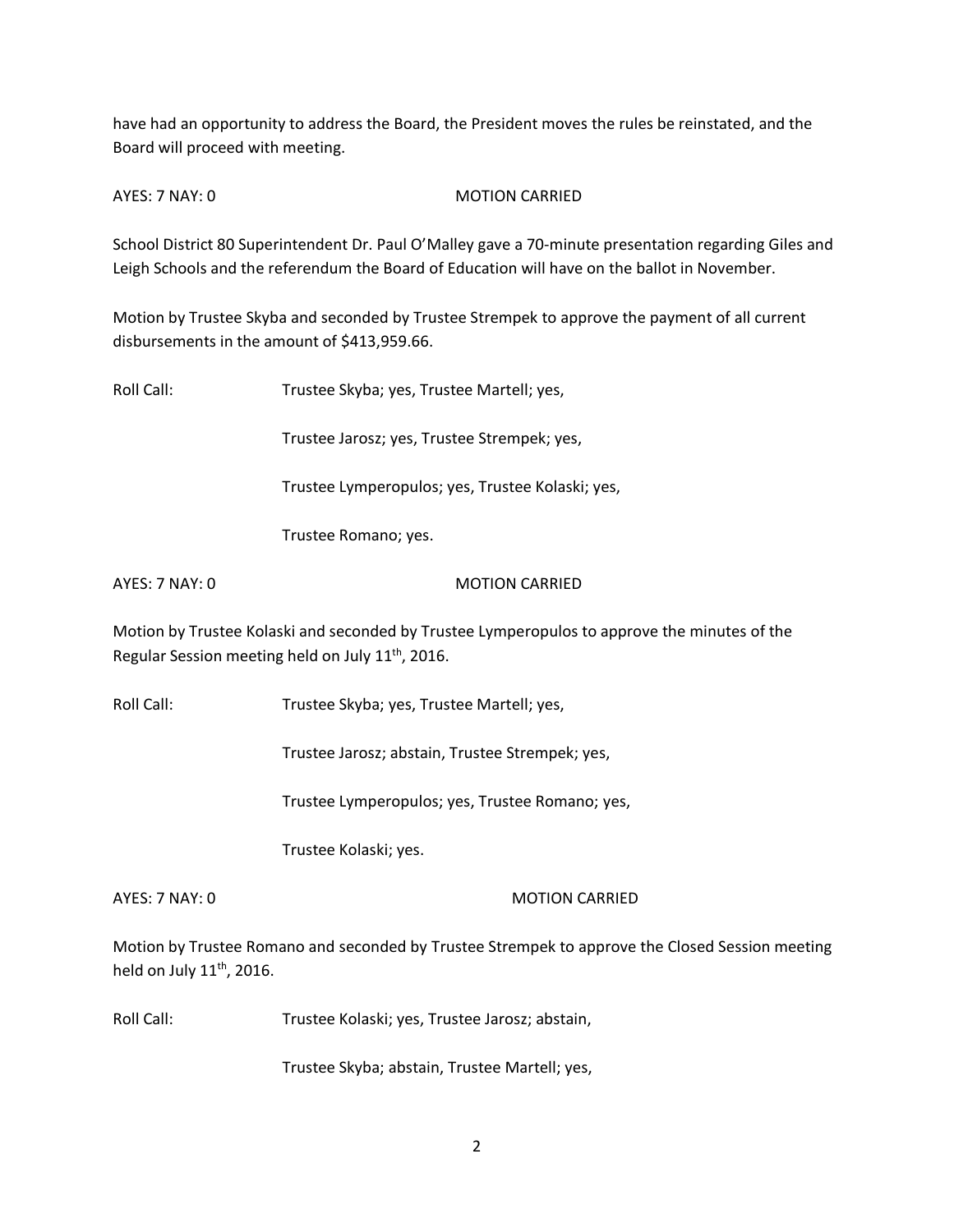have had an opportunity to address the Board, the President moves the rules be reinstated, and the Board will proceed with meeting.

AYES: 7 NAY: 0 MOTION CARRIED

School District 80 Superintendent Dr. Paul O'Malley gave a 70-minute presentation regarding Giles and Leigh Schools and the referendum the Board of Education will have on the ballot in November.

Motion by Trustee Skyba and seconded by Trustee Strempek to approve the payment of all current disbursements in the amount of $413,959.66.

Roll Call: Trustee Skyba; yes, Trustee Martell; yes,

Trustee Jarosz; yes, Trustee Strempek; yes,

Trustee Lymperopulos; yes, Trustee Kolaski; yes,

Trustee Romano; yes.

AYES: 7 NAY: 0 MOTION CARRIED

Motion by Trustee Kolaski and seconded by Trustee Lymperopulos to approve the minutes of the Regular Session meeting held on July 11th, 2016.

Roll Call: Trustee Skyba; yes, Trustee Martell; yes,

Trustee Jarosz; abstain, Trustee Strempek; yes,

Trustee Lymperopulos; yes, Trustee Romano; yes,

Trustee Kolaski; yes.

AYES: 7 NAY: 0 MOTION CARRIED

Motion by Trustee Romano and seconded by Trustee Strempek to approve the Closed Session meeting held on July 11th, 2016.

Roll Call: Trustee Kolaski; yes, Trustee Jarosz; abstain,

Trustee Skyba; abstain, Trustee Martell; yes,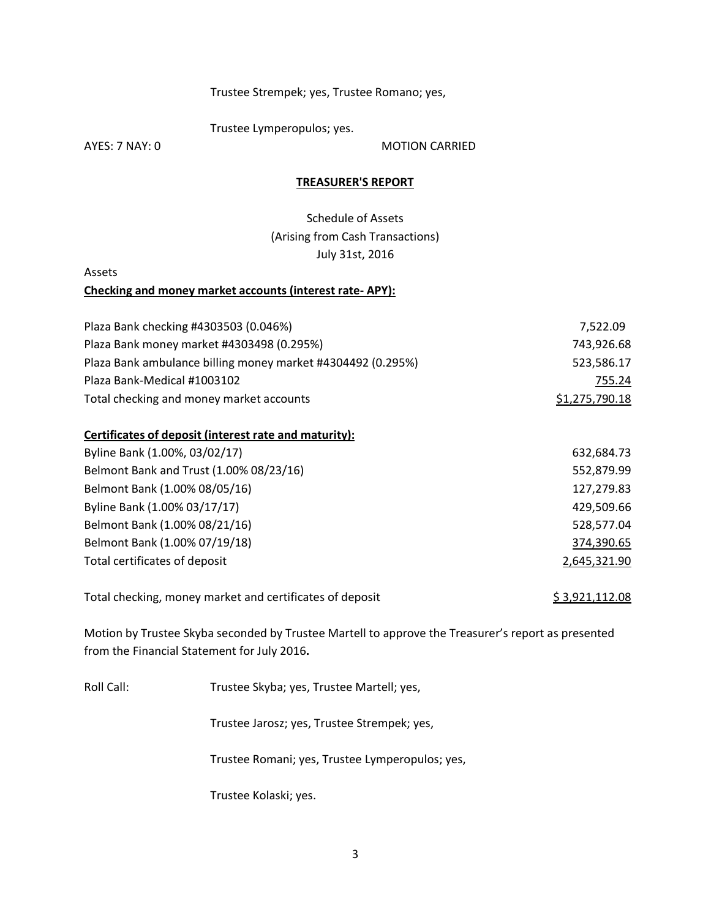Trustee Strempek; yes, Trustee Romano; yes,

Trustee Lymperopulos; yes.

AYES: 7 NAY: 0 MOTION CARRIED

## TREASURER'S REPORT

Schedule of Assets
(Arising from Cash Transactions)
July 31st, 2016

Assets

**Checking and money market accounts (interest rate- APY):**

| | |
|---|---|
| Plaza Bank checking #4303503 (0.046%) | 7,522.09 |
| Plaza Bank money market #4303498 (0.295%) | 743,926.68 |
| Plaza Bank ambulance billing money market #4304492 (0.295%) | 523,586.17 |
| Plaza Bank-Medical #1003102 | 755.24 |
| Total checking and money market accounts | $1,275,790.18 |

**Certificates of deposit (interest rate and maturity):**

| | |
|---|---|
| Byline Bank (1.00%, 03/02/17) | 632,684.73 |
| Belmont Bank and Trust (1.00% 08/23/16) | 552,879.99 |
| Belmont Bank (1.00% 08/05/16) | 127,279.83 |
| Byline Bank (1.00% 03/17/17) | 429,509.66 |
| Belmont Bank (1.00% 08/21/16) | 528,577.04 |
| Belmont Bank (1.00% 07/19/18) | 374,390.65 |
| Total certificates of deposit | 2,645,321.90 |

| | |
|---|---|
| Total checking, money market and certificates of deposit | $ 3,921,112.08 |

Motion by Trustee Skyba seconded by Trustee Martell to approve the Treasurer's report as presented from the Financial Statement for July 2016.

Roll Call: Trustee Skyba; yes, Trustee Martell; yes,

Trustee Jarosz; yes, Trustee Strempek; yes,

Trustee Romani; yes, Trustee Lymperopulos; yes,

Trustee Kolaski; yes.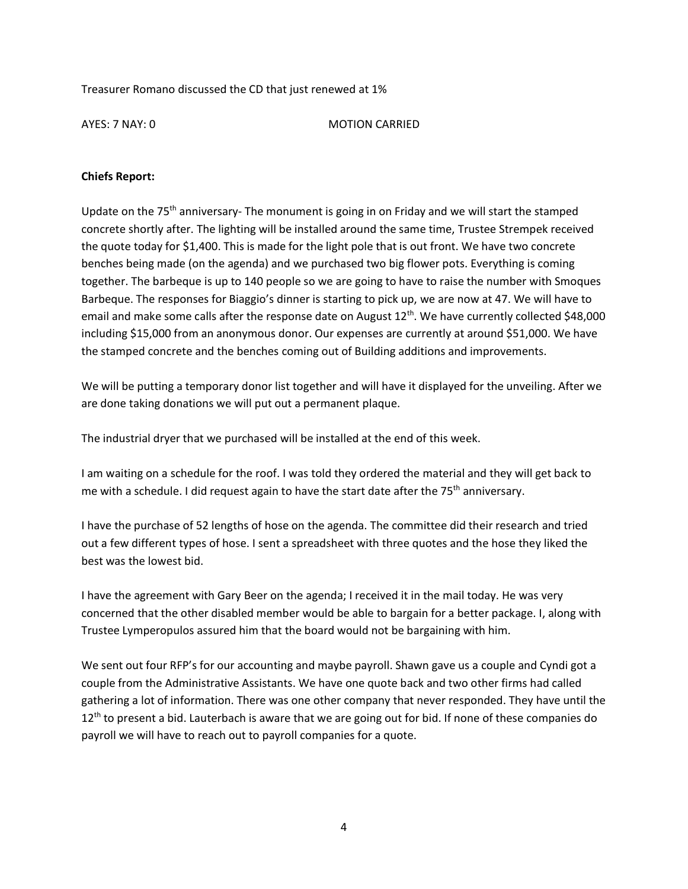Treasurer Romano discussed the CD that just renewed at 1%

AYES: 7 NAY: 0 MOTION CARRIED

**Chiefs Report:**

Update on the 75th anniversary- The monument is going in on Friday and we will start the stamped concrete shortly after. The lighting will be installed around the same time, Trustee Strempek received the quote today for $1,400. This is made for the light pole that is out front. We have two concrete benches being made (on the agenda) and we purchased two big flower pots. Everything is coming together. The barbeque is up to 140 people so we are going to have to raise the number with Smoques Barbeque. The responses for Biaggio's dinner is starting to pick up, we are now at 47. We will have to email and make some calls after the response date on August 12th. We have currently collected $48,000 including $15,000 from an anonymous donor. Our expenses are currently at around $51,000. We have the stamped concrete and the benches coming out of Building additions and improvements.

We will be putting a temporary donor list together and will have it displayed for the unveiling. After we are done taking donations we will put out a permanent plaque.

The industrial dryer that we purchased will be installed at the end of this week.

I am waiting on a schedule for the roof. I was told they ordered the material and they will get back to me with a schedule. I did request again to have the start date after the 75th anniversary.

I have the purchase of 52 lengths of hose on the agenda. The committee did their research and tried out a few different types of hose. I sent a spreadsheet with three quotes and the hose they liked the best was the lowest bid.

I have the agreement with Gary Beer on the agenda; I received it in the mail today. He was very concerned that the other disabled member would be able to bargain for a better package. I, along with Trustee Lymperopulos assured him that the board would not be bargaining with him.

We sent out four RFP's for our accounting and maybe payroll. Shawn gave us a couple and Cyndi got a couple from the Administrative Assistants. We have one quote back and two other firms had called gathering a lot of information. There was one other company that never responded. They have until the 12th to present a bid. Lauterbach is aware that we are going out for bid. If none of these companies do payroll we will have to reach out to payroll companies for a quote.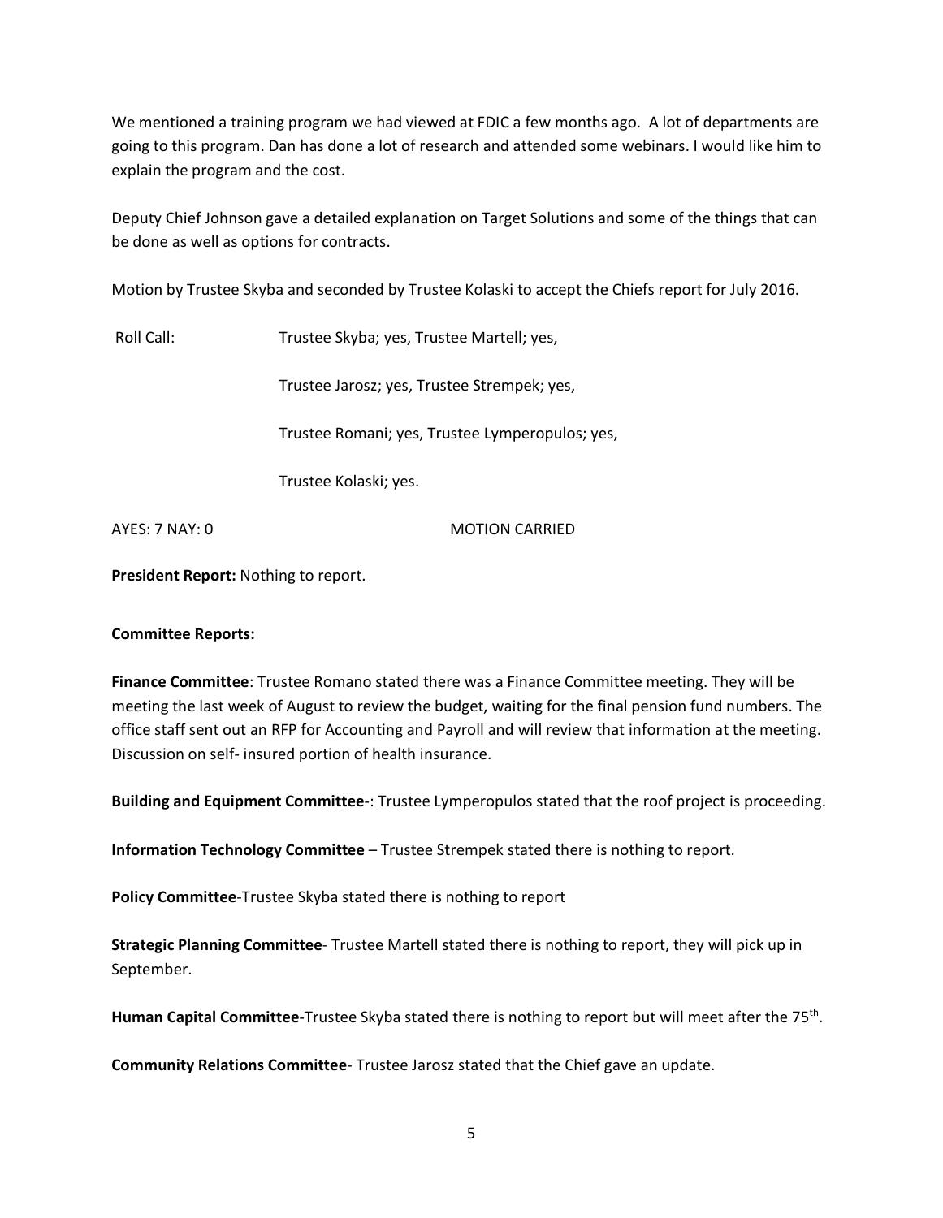We mentioned a training program we had viewed at FDIC a few months ago. A lot of departments are going to this program. Dan has done a lot of research and attended some webinars. I would like him to explain the program and the cost.

Deputy Chief Johnson gave a detailed explanation on Target Solutions and some of the things that can be done as well as options for contracts.

Motion by Trustee Skyba and seconded by Trustee Kolaski to accept the Chiefs report for July 2016.

Roll Call: Trustee Skyba; yes, Trustee Martell; yes,

Trustee Jarosz; yes, Trustee Strempek; yes,

Trustee Romani; yes, Trustee Lymperopulos; yes,

Trustee Kolaski; yes.

AYES: 7 NAY: 0 MOTION CARRIED

**President Report:** Nothing to report.

**Committee Reports:**

**Finance Committee**: Trustee Romano stated there was a Finance Committee meeting. They will be meeting the last week of August to review the budget, waiting for the final pension fund numbers. The office staff sent out an RFP for Accounting and Payroll and will review that information at the meeting. Discussion on self- insured portion of health insurance.

**Building and Equipment Committee**-: Trustee Lymperopulos stated that the roof project is proceeding.

**Information Technology Committee** – Trustee Strempek stated there is nothing to report.

**Policy Committee**-Trustee Skyba stated there is nothing to report

**Strategic Planning Committee**- Trustee Martell stated there is nothing to report, they will pick up in September.

**Human Capital Committee**-Trustee Skyba stated there is nothing to report but will meet after the 75th.

**Community Relations Committee**- Trustee Jarosz stated that the Chief gave an update.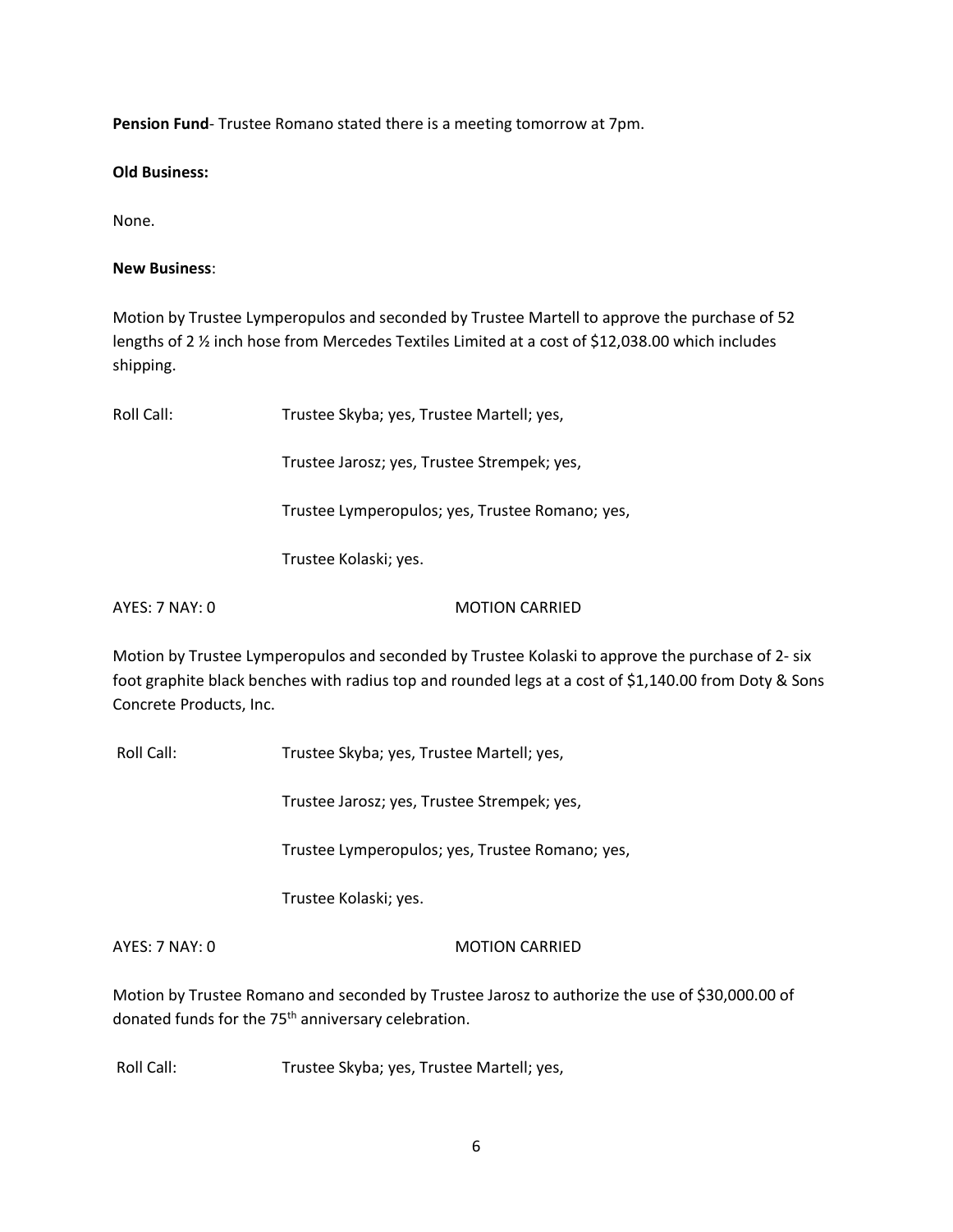**Pension Fund**- Trustee Romano stated there is a meeting tomorrow at 7pm.

**Old Business:**

None.

**New Business**:

Motion by Trustee Lymperopulos and seconded by Trustee Martell to approve the purchase of 52 lengths of 2 ½ inch hose from Mercedes Textiles Limited at a cost of $12,038.00 which includes shipping.

Roll Call: Trustee Skyba; yes, Trustee Martell; yes,

Trustee Jarosz; yes, Trustee Strempek; yes,

Trustee Lymperopulos; yes, Trustee Romano; yes,

Trustee Kolaski; yes.

AYES: 7 NAY: 0 MOTION CARRIED

Motion by Trustee Lymperopulos and seconded by Trustee Kolaski to approve the purchase of 2- six foot graphite black benches with radius top and rounded legs at a cost of $1,140.00 from Doty & Sons Concrete Products, Inc.

Roll Call: Trustee Skyba; yes, Trustee Martell; yes,

Trustee Jarosz; yes, Trustee Strempek; yes,

Trustee Lymperopulos; yes, Trustee Romano; yes,

Trustee Kolaski; yes.

AYES: 7 NAY: 0 MOTION CARRIED

Motion by Trustee Romano and seconded by Trustee Jarosz to authorize the use of $30,000.00 of donated funds for the 75th anniversary celebration.

Roll Call: Trustee Skyba; yes, Trustee Martell; yes,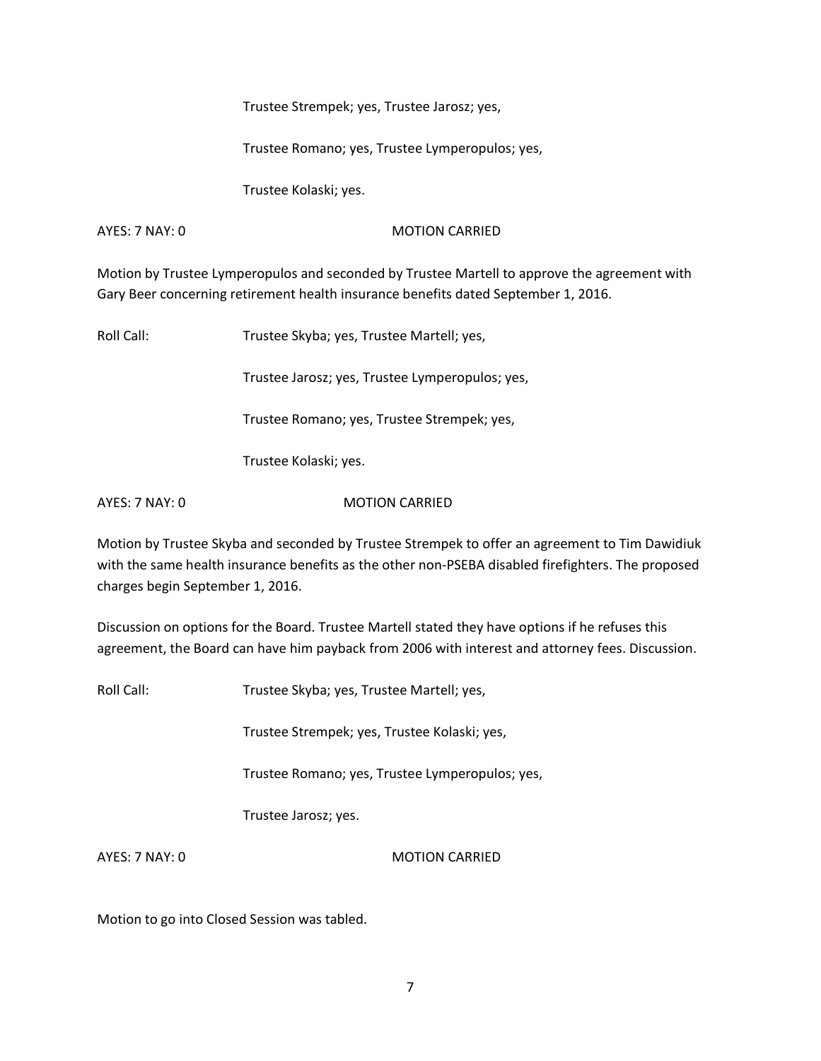Trustee Strempek; yes, Trustee Jarosz; yes,

Trustee Romano; yes, Trustee Lymperopulos; yes,

Trustee Kolaski; yes.

AYES: 7 NAY: 0 MOTION CARRIED

Motion by Trustee Lymperopulos and seconded by Trustee Martell to approve the agreement with Gary Beer concerning retirement health insurance benefits dated September 1, 2016.

Roll Call: Trustee Skyba; yes, Trustee Martell; yes,

Trustee Jarosz; yes, Trustee Lymperopulos; yes,

Trustee Romano; yes, Trustee Strempek; yes,

Trustee Kolaski; yes.

AYES: 7 NAY: 0 MOTION CARRIED

Motion by Trustee Skyba and seconded by Trustee Strempek to offer an agreement to Tim Dawidiuk with the same health insurance benefits as the other non-PSEBA disabled firefighters. The proposed charges begin September 1, 2016.

Discussion on options for the Board. Trustee Martell stated they have options if he refuses this agreement, the Board can have him payback from 2006 with interest and attorney fees. Discussion.

Roll Call: Trustee Skyba; yes, Trustee Martell; yes,

Trustee Strempek; yes, Trustee Kolaski; yes,

Trustee Romano; yes, Trustee Lymperopulos; yes,

Trustee Jarosz; yes.

AYES: 7 NAY: 0 MOTION CARRIED

Motion to go into Closed Session was tabled.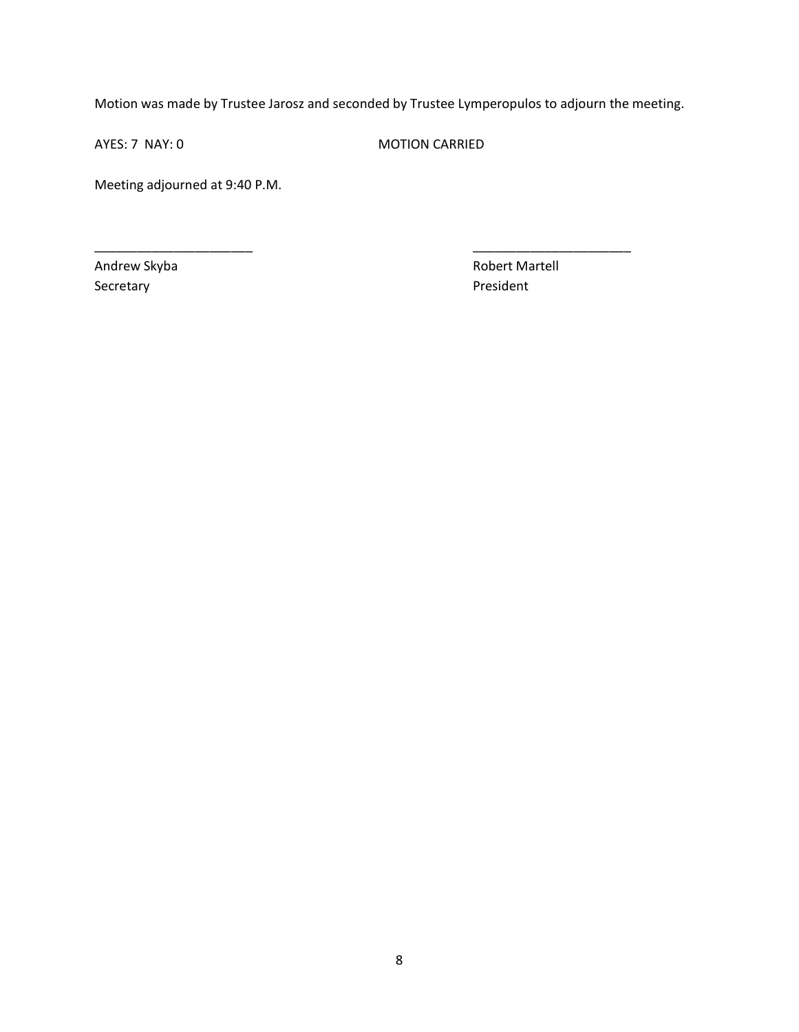Motion was made by Trustee Jarosz and seconded by Trustee Lymperopulos to adjourn the meeting.

AYES: 7 NAY: 0 MOTION CARRIED

Meeting adjourned at 9:40 P.M.

______________________ ______________________

Andrew Skyba Robert Martell
Secretary President